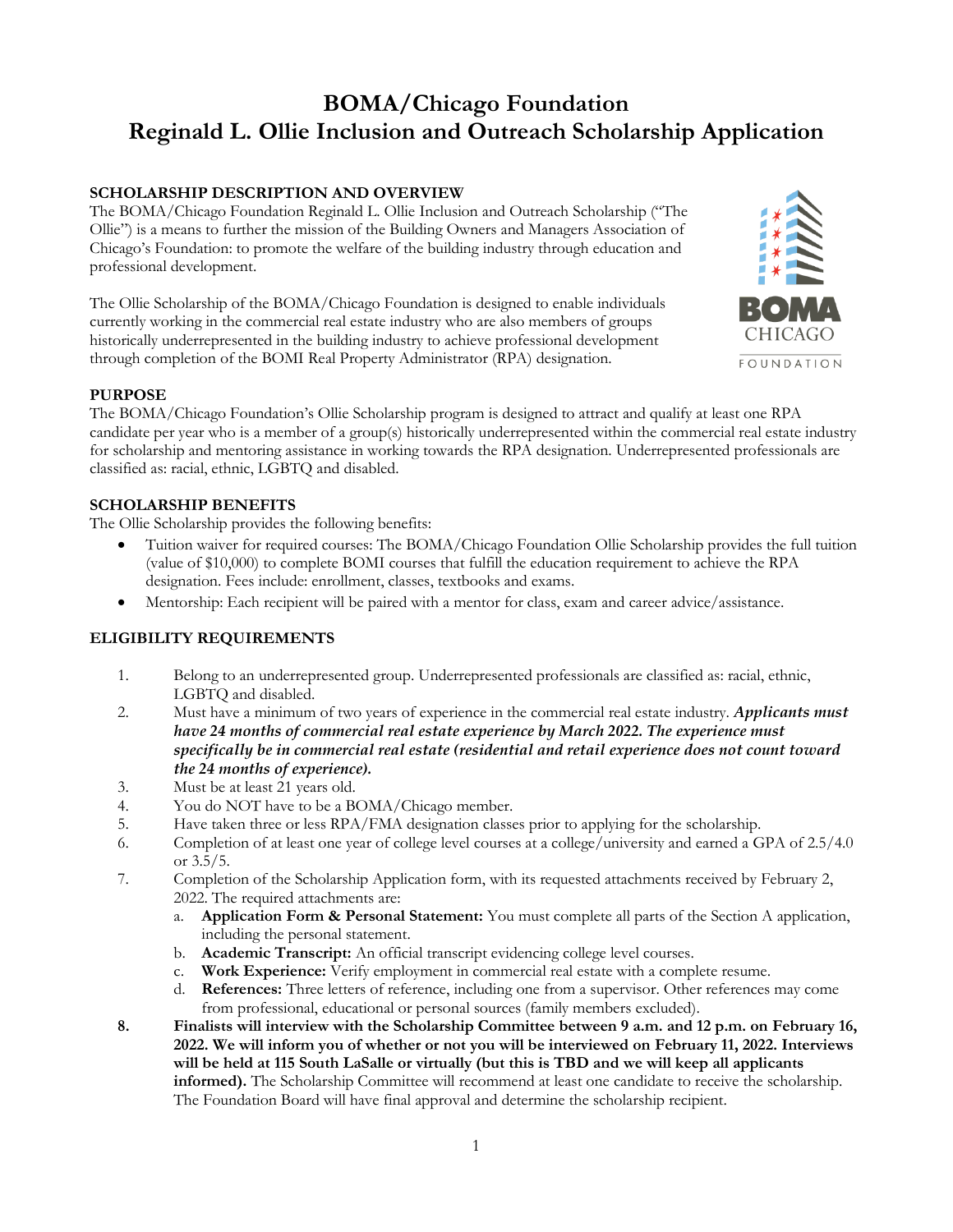# BOMA/Chicago Foundation
# Reginald L. Ollie Inclusion and Outreach Scholarship Application

## SCHOLARSHIP DESCRIPTION AND OVERVIEW

The BOMA/Chicago Foundation Reginald L. Ollie Inclusion and Outreach Scholarship ("The Ollie") is a means to further the mission of the Building Owners and Managers Association of Chicago's Foundation: to promote the welfare of the building industry through education and professional development.

The Ollie Scholarship of the BOMA/Chicago Foundation is designed to enable individuals currently working in the commercial real estate industry who are also members of groups historically underrepresented in the building industry to achieve professional development through completion of the BOMI Real Property Administrator (RPA) designation.

## PURPOSE

The BOMA/Chicago Foundation's Ollie Scholarship program is designed to attract and qualify at least one RPA candidate per year who is a member of a group(s) historically underrepresented within the commercial real estate industry for scholarship and mentoring assistance in working towards the RPA designation. Underrepresented professionals are classified as: racial, ethnic, LGBTQ and disabled.

## SCHOLARSHIP BENEFITS

The Ollie Scholarship provides the following benefits:

- Tuition waiver for required courses: The BOMA/Chicago Foundation Ollie Scholarship provides the full tuition (value of $10,000) to complete BOMI courses that fulfill the education requirement to achieve the RPA designation. Fees include: enrollment, classes, textbooks and exams.
- Mentorship: Each recipient will be paired with a mentor for class, exam and career advice/assistance.

## ELIGIBILITY REQUIREMENTS

1. Belong to an underrepresented group. Underrepresented professionals are classified as: racial, ethnic, LGBTQ and disabled.
2. Must have a minimum of two years of experience in the commercial real estate industry. ***Applicants must have 24 months of commercial real estate experience by March 2022. The experience must specifically be in commercial real estate (residential and retail experience does not count toward the 24 months of experience).***
3. Must be at least 21 years old.
4. You do NOT have to be a BOMA/Chicago member.
5. Have taken three or less RPA/FMA designation classes prior to applying for the scholarship.
6. Completion of at least one year of college level courses at a college/university and earned a GPA of 2.5/4.0 or 3.5/5.
7. Completion of the Scholarship Application form, with its requested attachments received by February 2, 2022. The required attachments are:
   a. **Application Form & Personal Statement:** You must complete all parts of the Section A application, including the personal statement.
   b. **Academic Transcript:** An official transcript evidencing college level courses.
   c. **Work Experience:** Verify employment in commercial real estate with a complete resume.
   d. **References:** Three letters of reference, including one from a supervisor. Other references may come from professional, educational or personal sources (family members excluded).
8. **Finalists will interview with the Scholarship Committee between 9 a.m. and 12 p.m. on February 16, 2022. We will inform you of whether or not you will be interviewed on February 11, 2022. Interviews will be held at 115 South LaSalle or virtually (but this is TBD and we will keep all applicants informed).** The Scholarship Committee will recommend at least one candidate to receive the scholarship. The Foundation Board will have final approval and determine the scholarship recipient.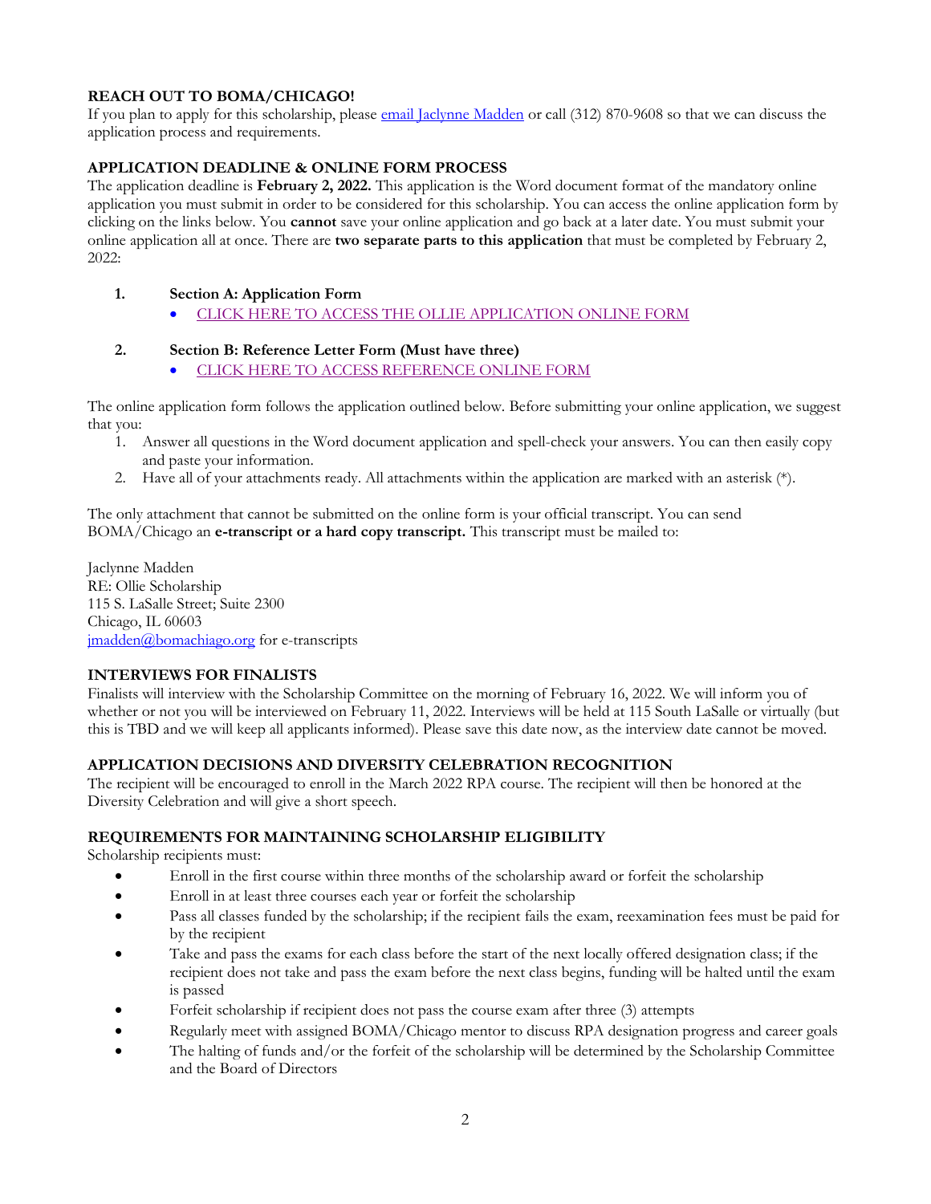**REACH OUT TO BOMA/CHICAGO!**

If you plan to apply for this scholarship, please email Jaclynne Madden or call (312) 870-9608 so that we can discuss the application process and requirements.

**APPLICATION DEADLINE & ONLINE FORM PROCESS**

The application deadline is **February 2, 2022.** This application is the Word document format of the mandatory online application you must submit in order to be considered for this scholarship. You can access the online application form by clicking on the links below. You **cannot** save your online application and go back at a later date. You must submit your online application all at once. There are **two separate parts to this application** that must be completed by February 2, 2022:

1. **Section A: Application Form**
   - CLICK HERE TO ACCESS THE OLLIE APPLICATION ONLINE FORM
2. **Section B: Reference Letter Form (Must have three)**
   - CLICK HERE TO ACCESS REFERENCE ONLINE FORM

The online application form follows the application outlined below. Before submitting your online application, we suggest that you:

1. Answer all questions in the Word document application and spell-check your answers. You can then easily copy and paste your information.
2. Have all of your attachments ready. All attachments within the application are marked with an asterisk (*).

The only attachment that cannot be submitted on the online form is your official transcript. You can send BOMA/Chicago an **e-transcript or a hard copy transcript.** This transcript must be mailed to:

Jaclynne Madden
RE: Ollie Scholarship
115 S. LaSalle Street; Suite 2300
Chicago, IL 60603
jmadden@bomachiago.org for e-transcripts

**INTERVIEWS FOR FINALISTS**

Finalists will interview with the Scholarship Committee on the morning of February 16, 2022. We will inform you of whether or not you will be interviewed on February 11, 2022. Interviews will be held at 115 South LaSalle or virtually (but this is TBD and we will keep all applicants informed). Please save this date now, as the interview date cannot be moved.

**APPLICATION DECISIONS AND DIVERSITY CELEBRATION RECOGNITION**

The recipient will be encouraged to enroll in the March 2022 RPA course. The recipient will then be honored at the Diversity Celebration and will give a short speech.

**REQUIREMENTS FOR MAINTAINING SCHOLARSHIP ELIGIBILITY**

Scholarship recipients must:

- Enroll in the first course within three months of the scholarship award or forfeit the scholarship
- Enroll in at least three courses each year or forfeit the scholarship
- Pass all classes funded by the scholarship; if the recipient fails the exam, reexamination fees must be paid for by the recipient
- Take and pass the exams for each class before the start of the next locally offered designation class; if the recipient does not take and pass the exam before the next class begins, funding will be halted until the exam is passed
- Forfeit scholarship if recipient does not pass the course exam after three (3) attempts
- Regularly meet with assigned BOMA/Chicago mentor to discuss RPA designation progress and career goals
- The halting of funds and/or the forfeit of the scholarship will be determined by the Scholarship Committee and the Board of Directors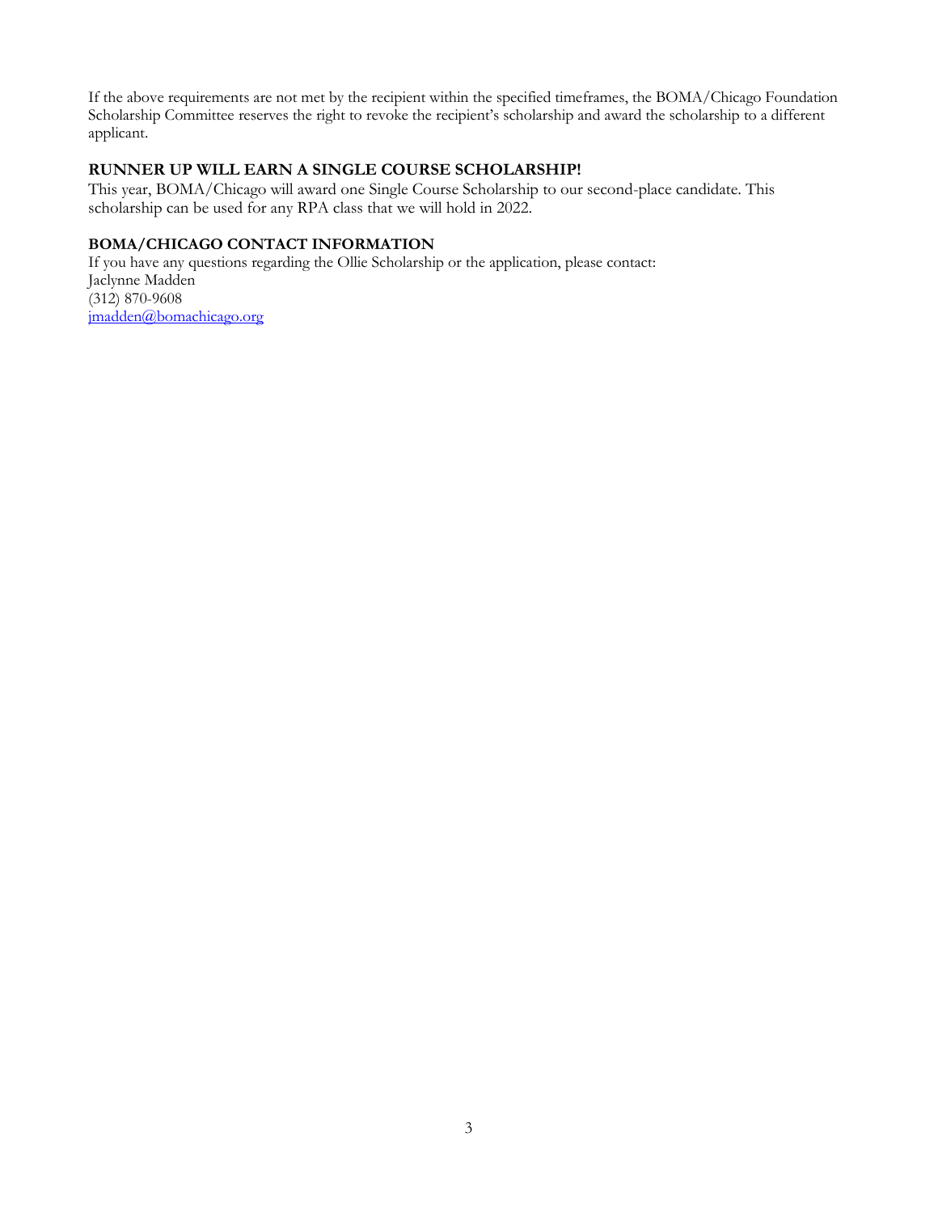If the above requirements are not met by the recipient within the specified timeframes, the BOMA/Chicago Foundation Scholarship Committee reserves the right to revoke the recipient's scholarship and award the scholarship to a different applicant.

### RUNNER UP WILL EARN A SINGLE COURSE SCHOLARSHIP!

This year, BOMA/Chicago will award one Single Course Scholarship to our second-place candidate. This scholarship can be used for any RPA class that we will hold in 2022.

### BOMA/CHICAGO CONTACT INFORMATION

If you have any questions regarding the Ollie Scholarship or the application, please contact:
Jaclynne Madden
(312) 870-9608
jmadden@bomachicago.org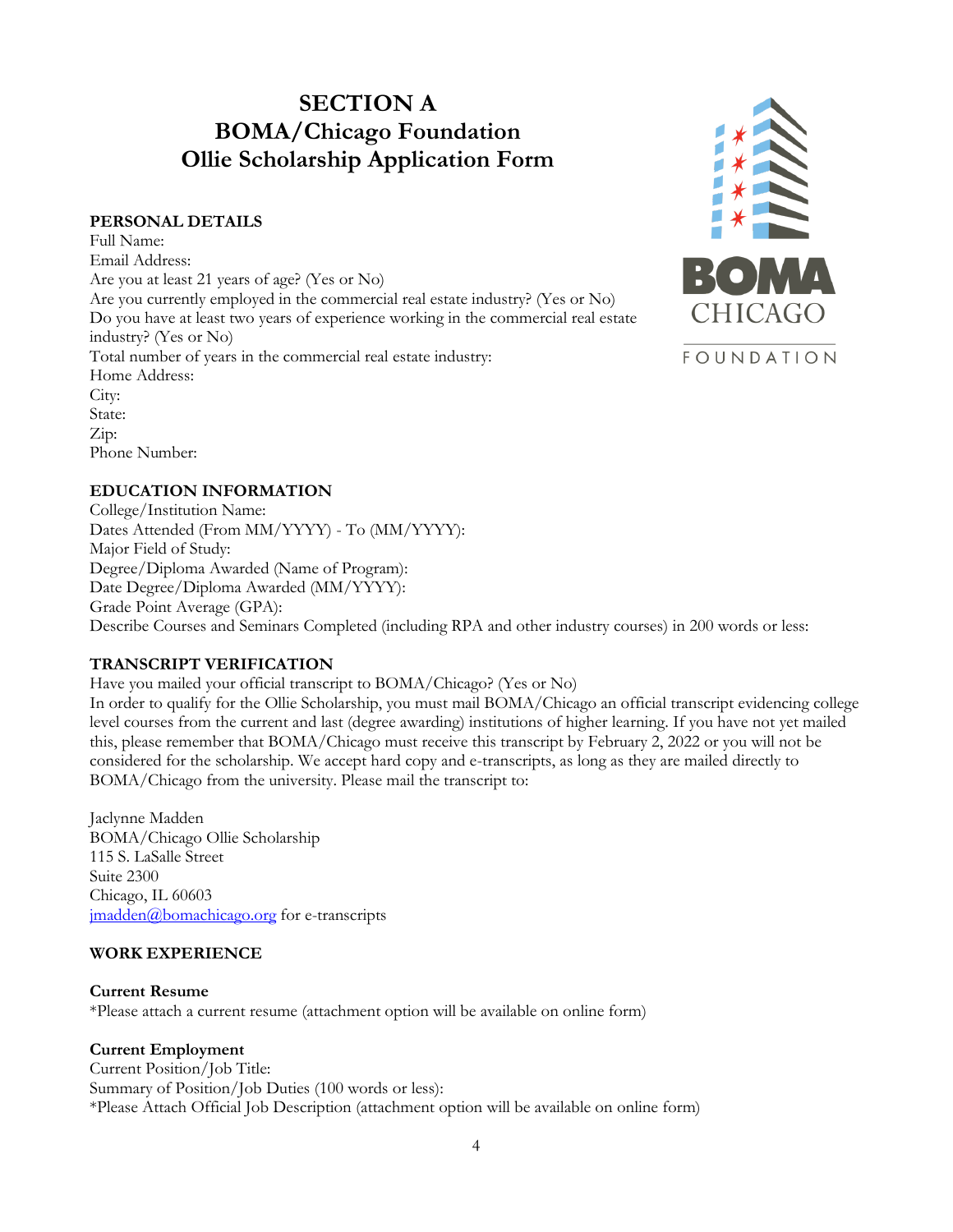# SECTION A
# BOMA/Chicago Foundation
# Ollie Scholarship Application Form

**PERSONAL DETAILS**

Full Name:
Email Address:
Are you at least 21 years of age? (Yes or No)
Are you currently employed in the commercial real estate industry? (Yes or No)
Do you have at least two years of experience working in the commercial real estate industry? (Yes or No)
Total number of years in the commercial real estate industry:
Home Address:
City:
State:
Zip:
Phone Number:

**EDUCATION INFORMATION**

College/Institution Name:
Dates Attended (From MM/YYYY) - To (MM/YYYY):
Major Field of Study:
Degree/Diploma Awarded (Name of Program):
Date Degree/Diploma Awarded (MM/YYYY):
Grade Point Average (GPA):
Describe Courses and Seminars Completed (including RPA and other industry courses) in 200 words or less:

**TRANSCRIPT VERIFICATION**

Have you mailed your official transcript to BOMA/Chicago? (Yes or No)
In order to qualify for the Ollie Scholarship, you must mail BOMA/Chicago an official transcript evidencing college level courses from the current and last (degree awarding) institutions of higher learning. If you have not yet mailed this, please remember that BOMA/Chicago must receive this transcript by February 2, 2022 or you will not be considered for the scholarship. We accept hard copy and e-transcripts, as long as they are mailed directly to BOMA/Chicago from the university. Please mail the transcript to:

Jaclynne Madden
BOMA/Chicago Ollie Scholarship
115 S. LaSalle Street
Suite 2300
Chicago, IL 60603
jmadden@bomachicago.org for e-transcripts

**WORK EXPERIENCE**

**Current Resume**
*Please attach a current resume (attachment option will be available on online form)

**Current Employment**
Current Position/Job Title:
Summary of Position/Job Duties (100 words or less):
*Please Attach Official Job Description (attachment option will be available on online form)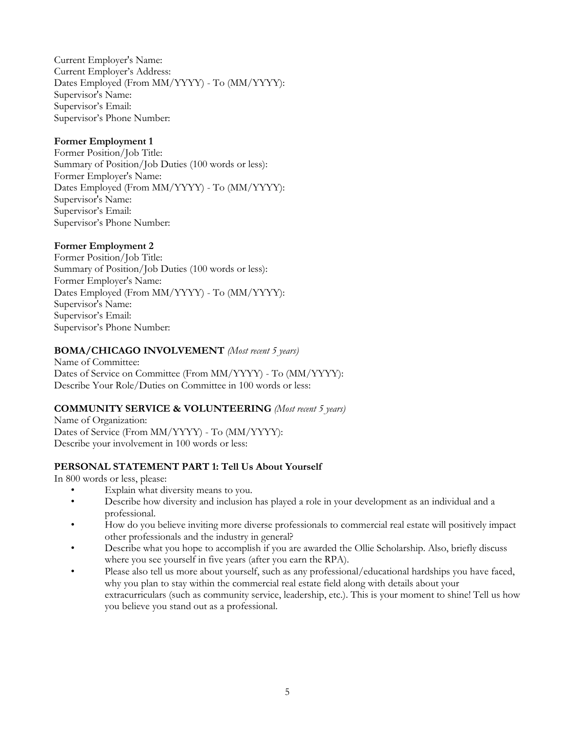Current Employer's Name:
Current Employer's Address:
Dates Employed (From MM/YYYY) - To (MM/YYYY):
Supervisor's Name:
Supervisor's Email:
Supervisor's Phone Number:

**Former Employment 1**
Former Position/Job Title:
Summary of Position/Job Duties (100 words or less):
Former Employer's Name:
Dates Employed (From MM/YYYY) - To (MM/YYYY):
Supervisor's Name:
Supervisor's Email:
Supervisor's Phone Number:

**Former Employment 2**
Former Position/Job Title:
Summary of Position/Job Duties (100 words or less):
Former Employer's Name:
Dates Employed (From MM/YYYY) - To (MM/YYYY):
Supervisor's Name:
Supervisor's Email:
Supervisor's Phone Number:

**BOMA/CHICAGO INVOLVEMENT** *(Most recent 5 years)*
Name of Committee:
Dates of Service on Committee (From MM/YYYY) - To (MM/YYYY):
Describe Your Role/Duties on Committee in 100 words or less:

**COMMUNITY SERVICE & VOLUNTEERING** *(Most recent 5 years)*
Name of Organization:
Dates of Service (From MM/YYYY) - To (MM/YYYY):
Describe your involvement in 100 words or less:

**PERSONAL STATEMENT PART 1: Tell Us About Yourself**
In 800 words or less, please:

- Explain what diversity means to you.
- Describe how diversity and inclusion has played a role in your development as an individual and a professional.
- How do you believe inviting more diverse professionals to commercial real estate will positively impact other professionals and the industry in general?
- Describe what you hope to accomplish if you are awarded the Ollie Scholarship. Also, briefly discuss where you see yourself in five years (after you earn the RPA).
- Please also tell us more about yourself, such as any professional/educational hardships you have faced, why you plan to stay within the commercial real estate field along with details about your extracurriculars (such as community service, leadership, etc.). This is your moment to shine! Tell us how you believe you stand out as a professional.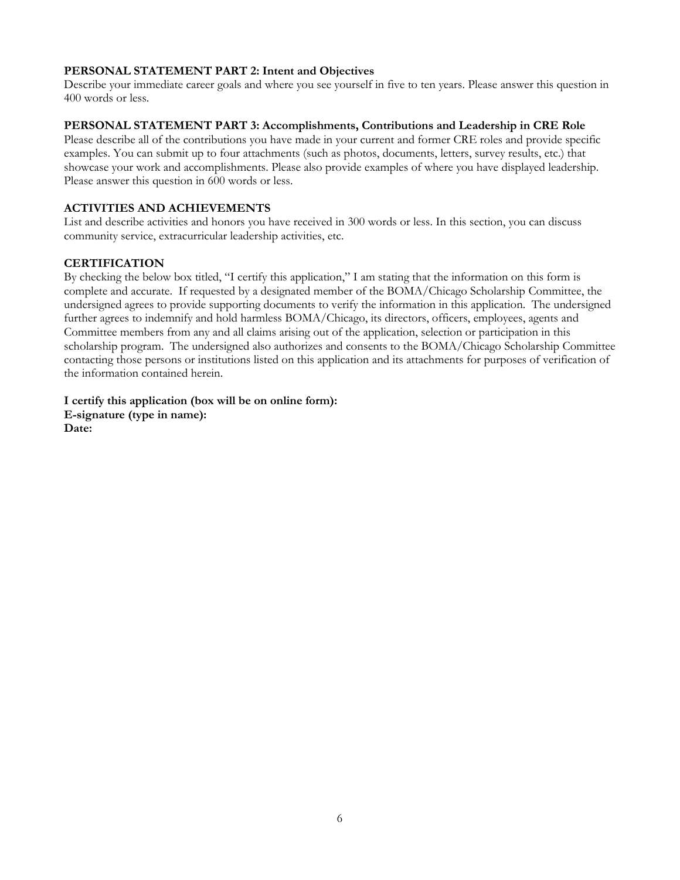**PERSONAL STATEMENT PART 2: Intent and Objectives**

Describe your immediate career goals and where you see yourself in five to ten years. Please answer this question in 400 words or less.

**PERSONAL STATEMENT PART 3: Accomplishments, Contributions and Leadership in CRE Role**

Please describe all of the contributions you have made in your current and former CRE roles and provide specific examples. You can submit up to four attachments (such as photos, documents, letters, survey results, etc.) that showcase your work and accomplishments. Please also provide examples of where you have displayed leadership. Please answer this question in 600 words or less.

**ACTIVITIES AND ACHIEVEMENTS**

List and describe activities and honors you have received in 300 words or less. In this section, you can discuss community service, extracurricular leadership activities, etc.

**CERTIFICATION**

By checking the below box titled, "I certify this application," I am stating that the information on this form is complete and accurate. If requested by a designated member of the BOMA/Chicago Scholarship Committee, the undersigned agrees to provide supporting documents to verify the information in this application. The undersigned further agrees to indemnify and hold harmless BOMA/Chicago, its directors, officers, employees, agents and Committee members from any and all claims arising out of the application, selection or participation in this scholarship program. The undersigned also authorizes and consents to the BOMA/Chicago Scholarship Committee contacting those persons or institutions listed on this application and its attachments for purposes of verification of the information contained herein.

**I certify this application (box will be on online form):**
**E-signature (type in name):**
**Date:**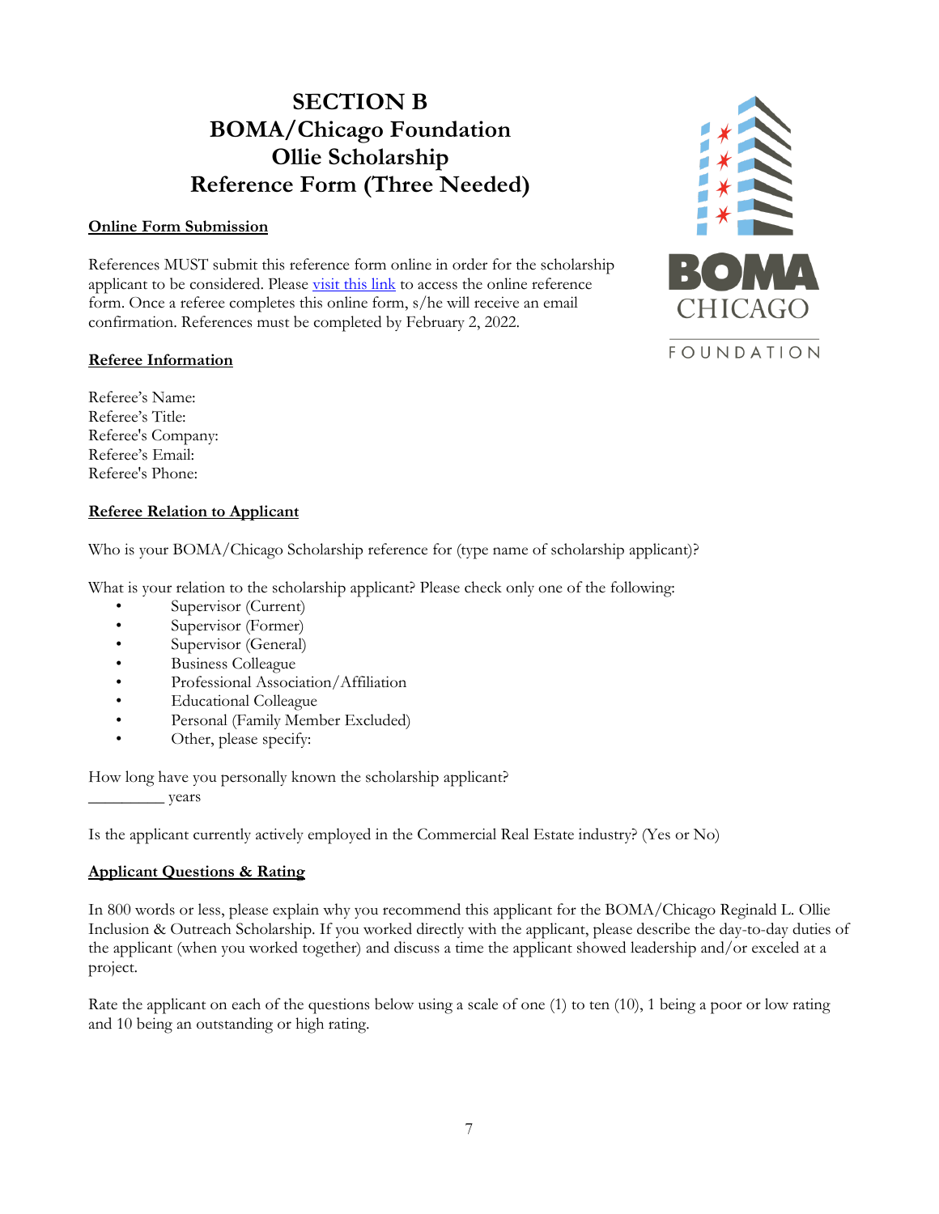# SECTION B
# BOMA/Chicago Foundation
# Ollie Scholarship
# Reference Form (Three Needed)

**Online Form Submission**

References MUST submit this reference form online in order for the scholarship applicant to be considered. Please visit this link to access the online reference form. Once a referee completes this online form, s/he will receive an email confirmation. References must be completed by February 2, 2022.

**Referee Information**

Referee's Name:
Referee's Title:
Referee's Company:
Referee's Email:
Referee's Phone:

**Referee Relation to Applicant**

Who is your BOMA/Chicago Scholarship reference for (type name of scholarship applicant)?

What is your relation to the scholarship applicant? Please check only one of the following:

- Supervisor (Current)
- Supervisor (Former)
- Supervisor (General)
- Business Colleague
- Professional Association/Affiliation
- Educational Colleague
- Personal (Family Member Excluded)
- Other, please specify:

How long have you personally known the scholarship applicant?
_________ years

Is the applicant currently actively employed in the Commercial Real Estate industry? (Yes or No)

**Applicant Questions & Rating**

In 800 words or less, please explain why you recommend this applicant for the BOMA/Chicago Reginald L. Ollie Inclusion & Outreach Scholarship. If you worked directly with the applicant, please describe the day-to-day duties of the applicant (when you worked together) and discuss a time the applicant showed leadership and/or exceled at a project.

Rate the applicant on each of the questions below using a scale of one (1) to ten (10), 1 being a poor or low rating and 10 being an outstanding or high rating.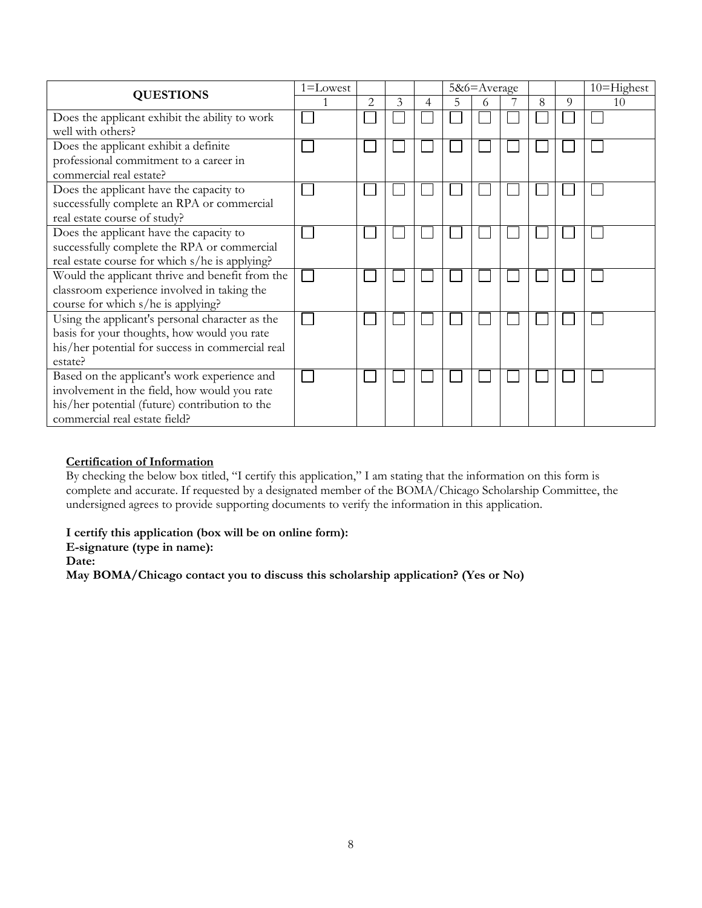| QUESTIONS | 1=Lowest | | | | 5&6=Average | | | | | 10=Highest |
|---|---|---|---|---|---|---|---|---|---|---|
| | 1 | 2 | 3 | 4 | 5 | 6 | 7 | 8 | 9 | 10 |
| Does the applicant exhibit the ability to work well with others? | ☐ | ☐ | ☐ | ☐ | ☐ | ☐ | ☐ | ☐ | ☐ | ☐ |
| Does the applicant exhibit a definite professional commitment to a career in commercial real estate? | ☐ | ☐ | ☐ | ☐ | ☐ | ☐ | ☐ | ☐ | ☐ | ☐ |
| Does the applicant have the capacity to successfully complete an RPA or commercial real estate course of study? | ☐ | ☐ | ☐ | ☐ | ☐ | ☐ | ☐ | ☐ | ☐ | ☐ |
| Does the applicant have the capacity to successfully complete the RPA or commercial real estate course for which s/he is applying? | ☐ | ☐ | ☐ | ☐ | ☐ | ☐ | ☐ | ☐ | ☐ | ☐ |
| Would the applicant thrive and benefit from the classroom experience involved in taking the course for which s/he is applying? | ☐ | ☐ | ☐ | ☐ | ☐ | ☐ | ☐ | ☐ | ☐ | ☐ |
| Using the applicant's personal character as the basis for your thoughts, how would you rate his/her potential for success in commercial real estate? | ☐ | ☐ | ☐ | ☐ | ☐ | ☐ | ☐ | ☐ | ☐ | ☐ |
| Based on the applicant's work experience and involvement in the field, how would you rate his/her potential (future) contribution to the commercial real estate field? | ☐ | ☐ | ☐ | ☐ | ☐ | ☐ | ☐ | ☐ | ☐ | ☐ |

**Certification of Information**

By checking the below box titled, "I certify this application," I am stating that the information on this form is complete and accurate. If requested by a designated member of the BOMA/Chicago Scholarship Committee, the undersigned agrees to provide supporting documents to verify the information in this application.

**I certify this application (box will be on online form):**
**E-signature (type in name):**
**Date:**
**May BOMA/Chicago contact you to discuss this scholarship application? (Yes or No)**